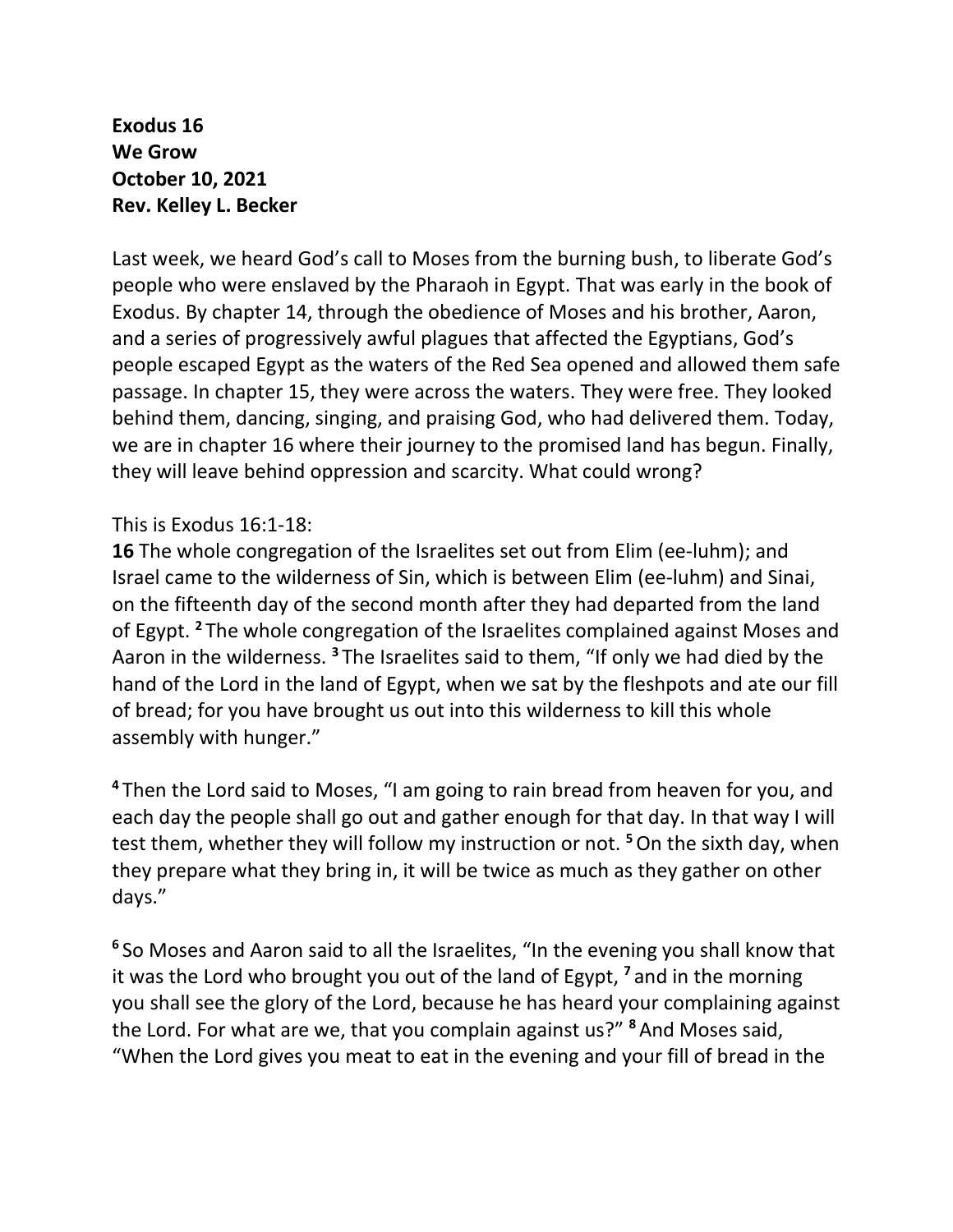**Exodus 16**
**We Grow**
**October 10, 2021**
**Rev. Kelley L. Becker**

Last week, we heard God's call to Moses from the burning bush, to liberate God's people who were enslaved by the Pharaoh in Egypt. That was early in the book of Exodus. By chapter 14, through the obedience of Moses and his brother, Aaron, and a series of progressively awful plagues that affected the Egyptians, God's people escaped Egypt as the waters of the Red Sea opened and allowed them safe passage. In chapter 15, they were across the waters. They were free. They looked behind them, dancing, singing, and praising God, who had delivered them. Today, we are in chapter 16 where their journey to the promised land has begun. Finally, they will leave behind oppression and scarcity. What could wrong?

This is Exodus 16:1-18:

**16** The whole congregation of the Israelites set out from Elim (ee-luhm); and Israel came to the wilderness of Sin, which is between Elim (ee-luhm) and Sinai, on the fifteenth day of the second month after they had departed from the land of Egypt. **2** The whole congregation of the Israelites complained against Moses and Aaron in the wilderness. **3** The Israelites said to them, "If only we had died by the hand of the Lord in the land of Egypt, when we sat by the fleshpots and ate our fill of bread; for you have brought us out into this wilderness to kill this whole assembly with hunger."

**4** Then the Lord said to Moses, "I am going to rain bread from heaven for you, and each day the people shall go out and gather enough for that day. In that way I will test them, whether they will follow my instruction or not. **5** On the sixth day, when they prepare what they bring in, it will be twice as much as they gather on other days."

**6** So Moses and Aaron said to all the Israelites, "In the evening you shall know that it was the Lord who brought you out of the land of Egypt, **7** and in the morning you shall see the glory of the Lord, because he has heard your complaining against the Lord. For what are we, that you complain against us?" **8** And Moses said, "When the Lord gives you meat to eat in the evening and your fill of bread in the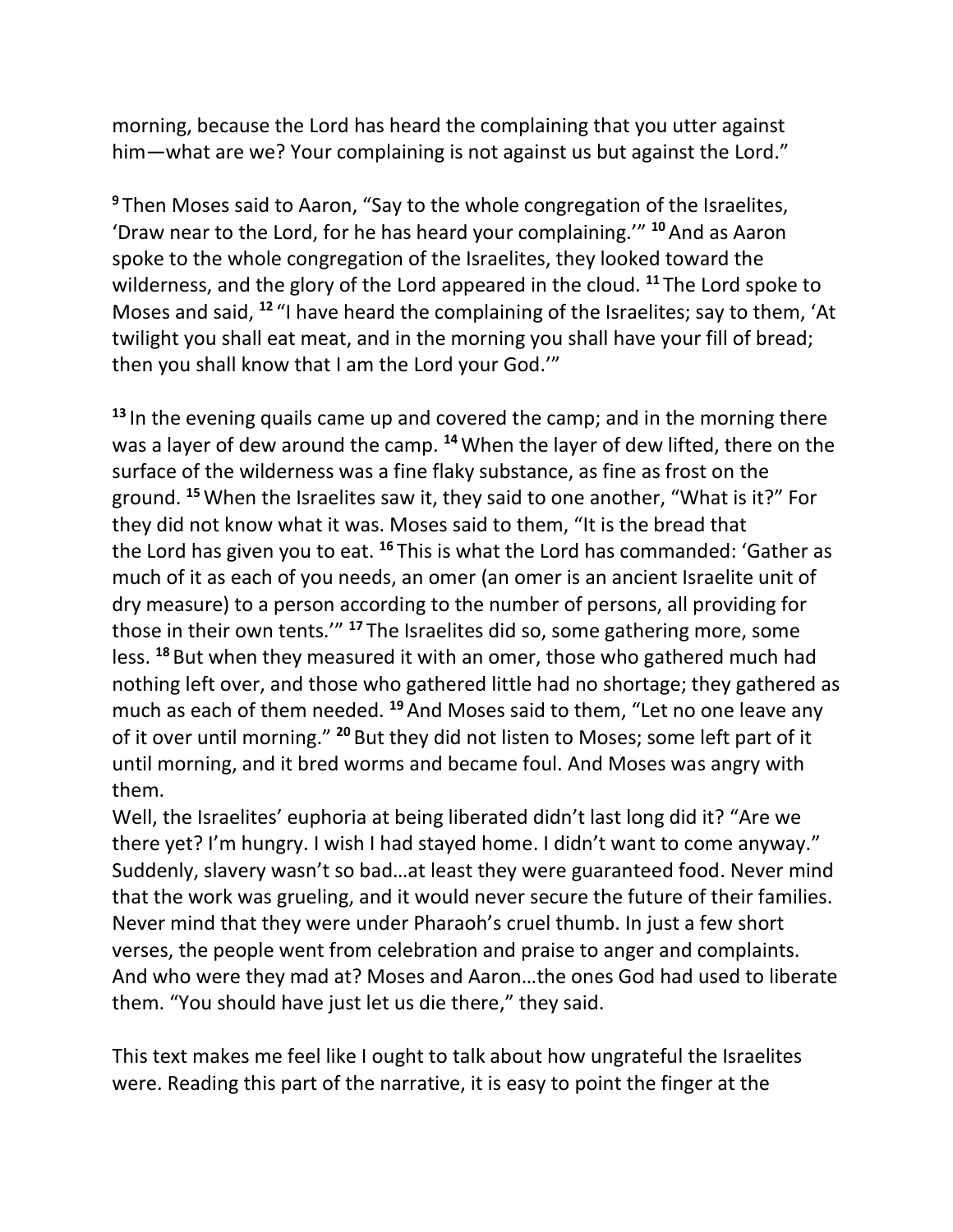morning, because the Lord has heard the complaining that you utter against him—what are we? Your complaining is not against us but against the Lord."

**9** Then Moses said to Aaron, "Say to the whole congregation of the Israelites, 'Draw near to the Lord, for he has heard your complaining.'" **10** And as Aaron spoke to the whole congregation of the Israelites, they looked toward the wilderness, and the glory of the Lord appeared in the cloud. **11** The Lord spoke to Moses and said, **12** "I have heard the complaining of the Israelites; say to them, 'At twilight you shall eat meat, and in the morning you shall have your fill of bread; then you shall know that I am the Lord your God.'"

**13** In the evening quails came up and covered the camp; and in the morning there was a layer of dew around the camp. **14** When the layer of dew lifted, there on the surface of the wilderness was a fine flaky substance, as fine as frost on the ground. **15** When the Israelites saw it, they said to one another, "What is it?" For they did not know what it was. Moses said to them, "It is the bread that the Lord has given you to eat. **16** This is what the Lord has commanded: 'Gather as much of it as each of you needs, an omer (an omer is an ancient Israelite unit of dry measure) to a person according to the number of persons, all providing for those in their own tents.'" **17** The Israelites did so, some gathering more, some less. **18** But when they measured it with an omer, those who gathered much had nothing left over, and those who gathered little had no shortage; they gathered as much as each of them needed. **19** And Moses said to them, "Let no one leave any of it over until morning." **20** But they did not listen to Moses; some left part of it until morning, and it bred worms and became foul. And Moses was angry with them.

Well, the Israelites' euphoria at being liberated didn't last long did it? "Are we there yet? I'm hungry. I wish I had stayed home. I didn't want to come anyway." Suddenly, slavery wasn't so bad…at least they were guaranteed food. Never mind that the work was grueling, and it would never secure the future of their families. Never mind that they were under Pharaoh's cruel thumb. In just a few short verses, the people went from celebration and praise to anger and complaints. And who were they mad at? Moses and Aaron…the ones God had used to liberate them. "You should have just let us die there," they said.

This text makes me feel like I ought to talk about how ungrateful the Israelites were. Reading this part of the narrative, it is easy to point the finger at the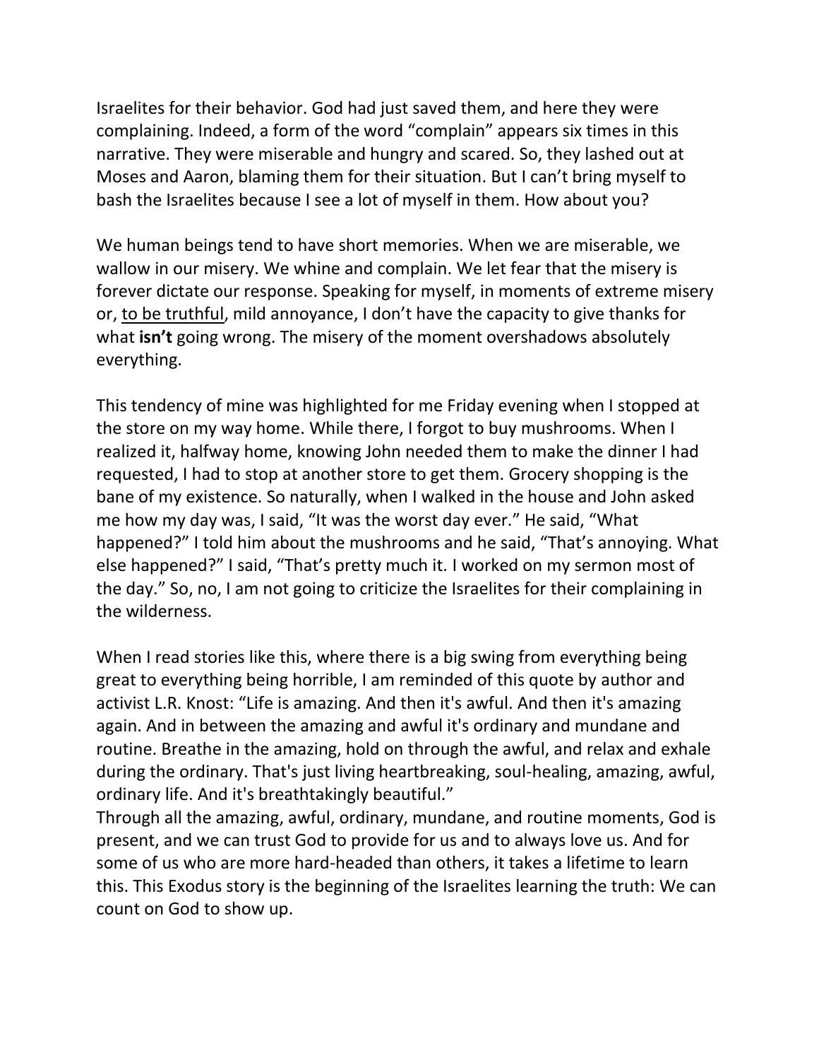Israelites for their behavior. God had just saved them, and here they were complaining. Indeed, a form of the word "complain" appears six times in this narrative. They were miserable and hungry and scared. So, they lashed out at Moses and Aaron, blaming them for their situation. But I can't bring myself to bash the Israelites because I see a lot of myself in them. How about you?

We human beings tend to have short memories. When we are miserable, we wallow in our misery. We whine and complain. We let fear that the misery is forever dictate our response. Speaking for myself, in moments of extreme misery or, <u>to be truthful</u>, mild annoyance, I don't have the capacity to give thanks for what **isn't** going wrong. The misery of the moment overshadows absolutely everything.

This tendency of mine was highlighted for me Friday evening when I stopped at the store on my way home. While there, I forgot to buy mushrooms. When I realized it, halfway home, knowing John needed them to make the dinner I had requested, I had to stop at another store to get them. Grocery shopping is the bane of my existence. So naturally, when I walked in the house and John asked me how my day was, I said, "It was the worst day ever." He said, "What happened?" I told him about the mushrooms and he said, "That's annoying. What else happened?" I said, "That's pretty much it. I worked on my sermon most of the day." So, no, I am not going to criticize the Israelites for their complaining in the wilderness.

When I read stories like this, where there is a big swing from everything being great to everything being horrible, I am reminded of this quote by author and activist L.R. Knost: "Life is amazing. And then it's awful. And then it's amazing again. And in between the amazing and awful it's ordinary and mundane and routine. Breathe in the amazing, hold on through the awful, and relax and exhale during the ordinary. That's just living heartbreaking, soul-healing, amazing, awful, ordinary life. And it's breathtakingly beautiful."

Through all the amazing, awful, ordinary, mundane, and routine moments, God is present, and we can trust God to provide for us and to always love us. And for some of us who are more hard-headed than others, it takes a lifetime to learn this. This Exodus story is the beginning of the Israelites learning the truth: We can count on God to show up.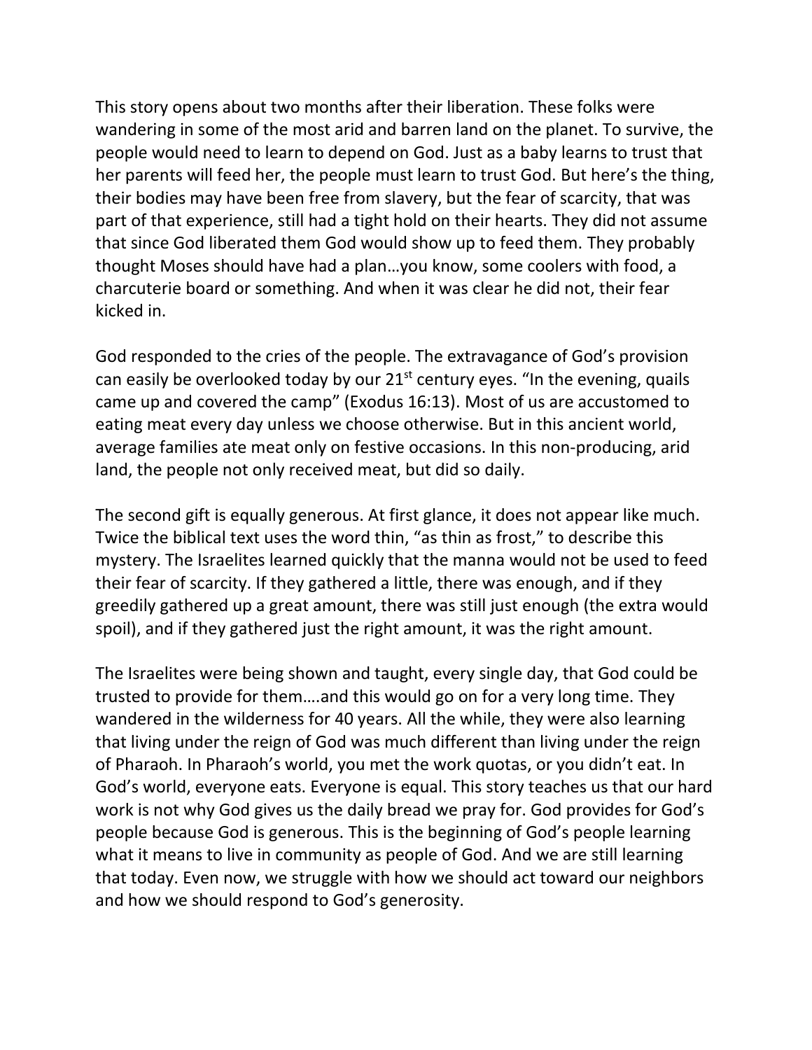This story opens about two months after their liberation. These folks were wandering in some of the most arid and barren land on the planet. To survive, the people would need to learn to depend on God. Just as a baby learns to trust that her parents will feed her, the people must learn to trust God. But here's the thing, their bodies may have been free from slavery, but the fear of scarcity, that was part of that experience, still had a tight hold on their hearts. They did not assume that since God liberated them God would show up to feed them. They probably thought Moses should have had a plan…you know, some coolers with food, a charcuterie board or something. And when it was clear he did not, their fear kicked in.

God responded to the cries of the people. The extravagance of God's provision can easily be overlooked today by our 21st century eyes. "In the evening, quails came up and covered the camp" (Exodus 16:13). Most of us are accustomed to eating meat every day unless we choose otherwise. But in this ancient world, average families ate meat only on festive occasions. In this non-producing, arid land, the people not only received meat, but did so daily.

The second gift is equally generous. At first glance, it does not appear like much. Twice the biblical text uses the word thin, "as thin as frost," to describe this mystery. The Israelites learned quickly that the manna would not be used to feed their fear of scarcity. If they gathered a little, there was enough, and if they greedily gathered up a great amount, there was still just enough (the extra would spoil), and if they gathered just the right amount, it was the right amount.

The Israelites were being shown and taught, every single day, that God could be trusted to provide for them….and this would go on for a very long time. They wandered in the wilderness for 40 years. All the while, they were also learning that living under the reign of God was much different than living under the reign of Pharaoh. In Pharaoh's world, you met the work quotas, or you didn't eat. In God's world, everyone eats. Everyone is equal. This story teaches us that our hard work is not why God gives us the daily bread we pray for. God provides for God's people because God is generous. This is the beginning of God's people learning what it means to live in community as people of God. And we are still learning that today. Even now, we struggle with how we should act toward our neighbors and how we should respond to God's generosity.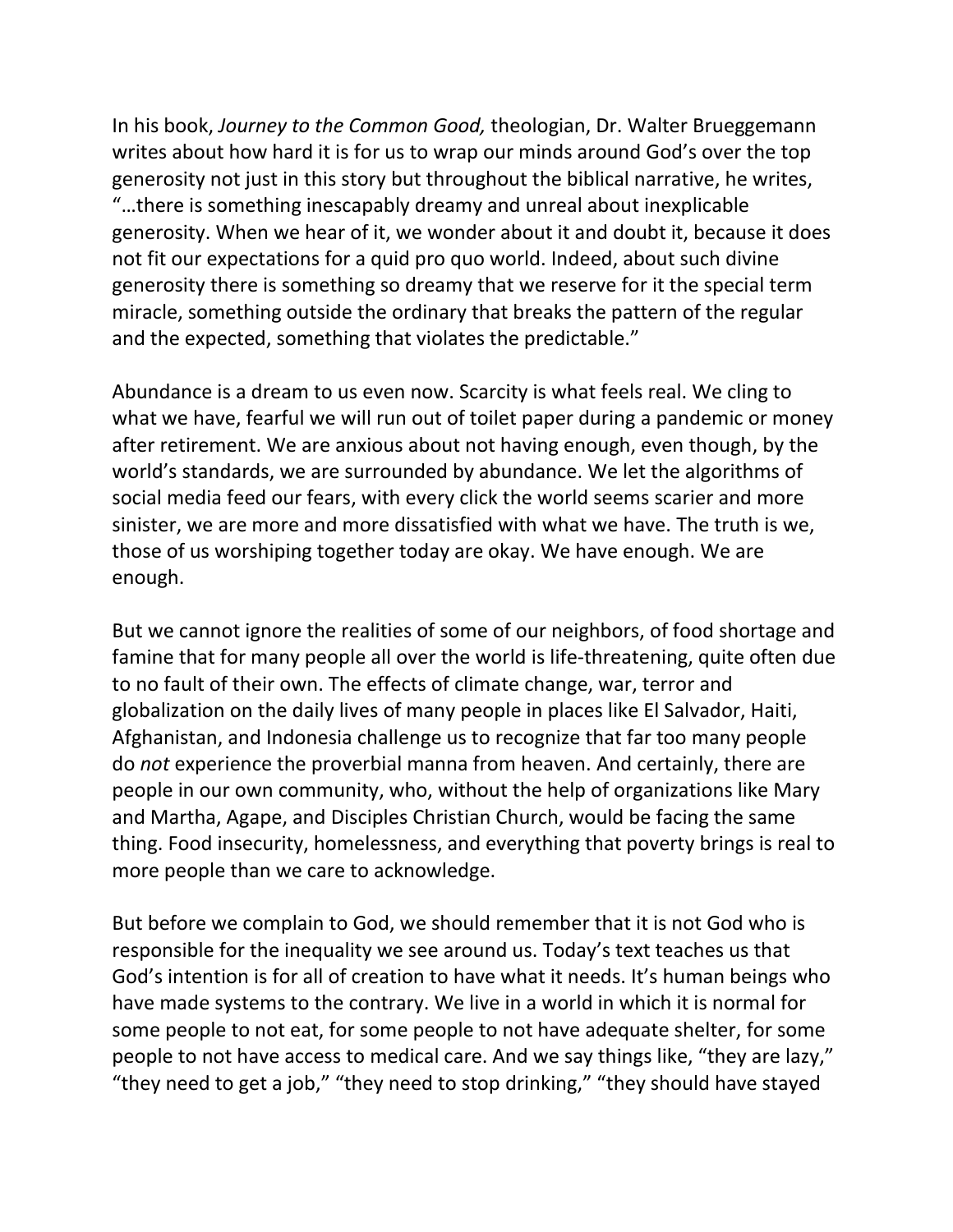In his book, *Journey to the Common Good,* theologian, Dr. Walter Brueggemann writes about how hard it is for us to wrap our minds around God's over the top generosity not just in this story but throughout the biblical narrative, he writes, "…there is something inescapably dreamy and unreal about inexplicable generosity. When we hear of it, we wonder about it and doubt it, because it does not fit our expectations for a quid pro quo world. Indeed, about such divine generosity there is something so dreamy that we reserve for it the special term miracle, something outside the ordinary that breaks the pattern of the regular and the expected, something that violates the predictable."

Abundance is a dream to us even now. Scarcity is what feels real. We cling to what we have, fearful we will run out of toilet paper during a pandemic or money after retirement. We are anxious about not having enough, even though, by the world's standards, we are surrounded by abundance. We let the algorithms of social media feed our fears, with every click the world seems scarier and more sinister, we are more and more dissatisfied with what we have. The truth is we, those of us worshiping together today are okay. We have enough. We are enough.

But we cannot ignore the realities of some of our neighbors, of food shortage and famine that for many people all over the world is life-threatening, quite often due to no fault of their own. The effects of climate change, war, terror and globalization on the daily lives of many people in places like El Salvador, Haiti, Afghanistan, and Indonesia challenge us to recognize that far too many people do *not* experience the proverbial manna from heaven. And certainly, there are people in our own community, who, without the help of organizations like Mary and Martha, Agape, and Disciples Christian Church, would be facing the same thing. Food insecurity, homelessness, and everything that poverty brings is real to more people than we care to acknowledge.

But before we complain to God, we should remember that it is not God who is responsible for the inequality we see around us. Today's text teaches us that God's intention is for all of creation to have what it needs. It's human beings who have made systems to the contrary. We live in a world in which it is normal for some people to not eat, for some people to not have adequate shelter, for some people to not have access to medical care. And we say things like, "they are lazy," "they need to get a job," "they need to stop drinking," "they should have stayed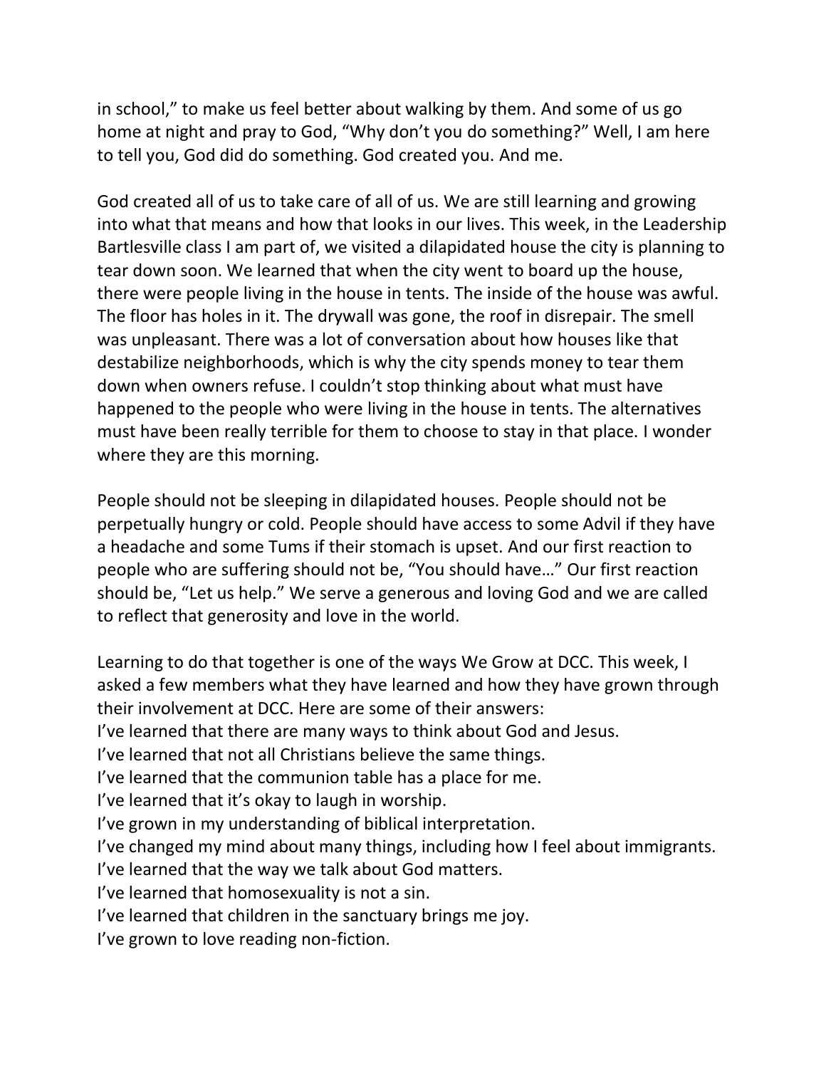in school," to make us feel better about walking by them. And some of us go home at night and pray to God, "Why don't you do something?" Well, I am here to tell you, God did do something. God created you. And me.

God created all of us to take care of all of us. We are still learning and growing into what that means and how that looks in our lives. This week, in the Leadership Bartlesville class I am part of, we visited a dilapidated house the city is planning to tear down soon. We learned that when the city went to board up the house, there were people living in the house in tents. The inside of the house was awful. The floor has holes in it. The drywall was gone, the roof in disrepair. The smell was unpleasant. There was a lot of conversation about how houses like that destabilize neighborhoods, which is why the city spends money to tear them down when owners refuse. I couldn't stop thinking about what must have happened to the people who were living in the house in tents. The alternatives must have been really terrible for them to choose to stay in that place. I wonder where they are this morning.

People should not be sleeping in dilapidated houses. People should not be perpetually hungry or cold. People should have access to some Advil if they have a headache and some Tums if their stomach is upset. And our first reaction to people who are suffering should not be, "You should have…" Our first reaction should be, "Let us help." We serve a generous and loving God and we are called to reflect that generosity and love in the world.

Learning to do that together is one of the ways We Grow at DCC. This week, I asked a few members what they have learned and how they have grown through their involvement at DCC. Here are some of their answers:  
I've learned that there are many ways to think about God and Jesus.  
I've learned that not all Christians believe the same things.  
I've learned that the communion table has a place for me.  
I've learned that it's okay to laugh in worship.  
I've grown in my understanding of biblical interpretation.  
I've changed my mind about many things, including how I feel about immigrants.  
I've learned that the way we talk about God matters.  
I've learned that homosexuality is not a sin.  
I've learned that children in the sanctuary brings me joy.  
I've grown to love reading non-fiction.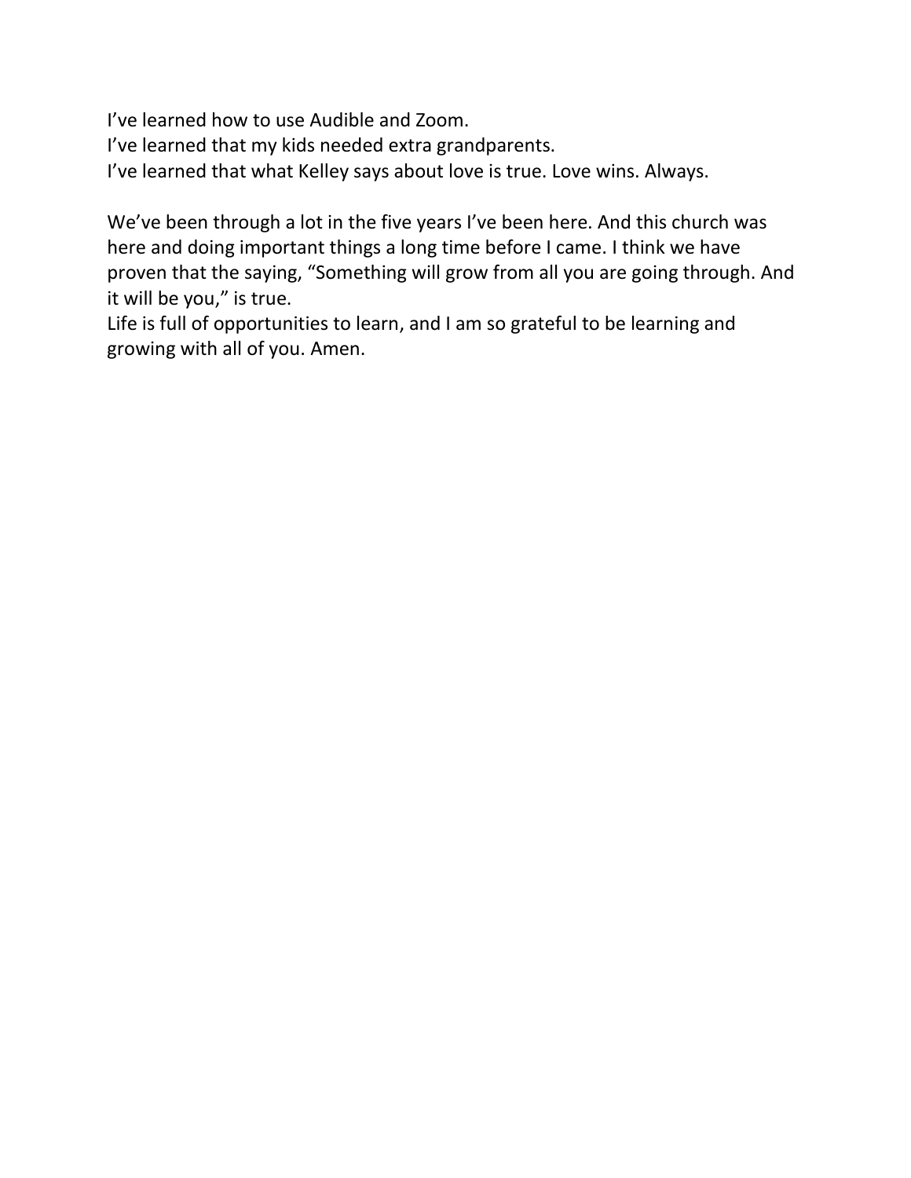I’ve learned how to use Audible and Zoom.
I’ve learned that my kids needed extra grandparents.
I’ve learned that what Kelley says about love is true. Love wins. Always.

We’ve been through a lot in the five years I’ve been here. And this church was here and doing important things a long time before I came. I think we have proven that the saying, “Something will grow from all you are going through. And it will be you,” is true.
Life is full of opportunities to learn, and I am so grateful to be learning and growing with all of you. Amen.